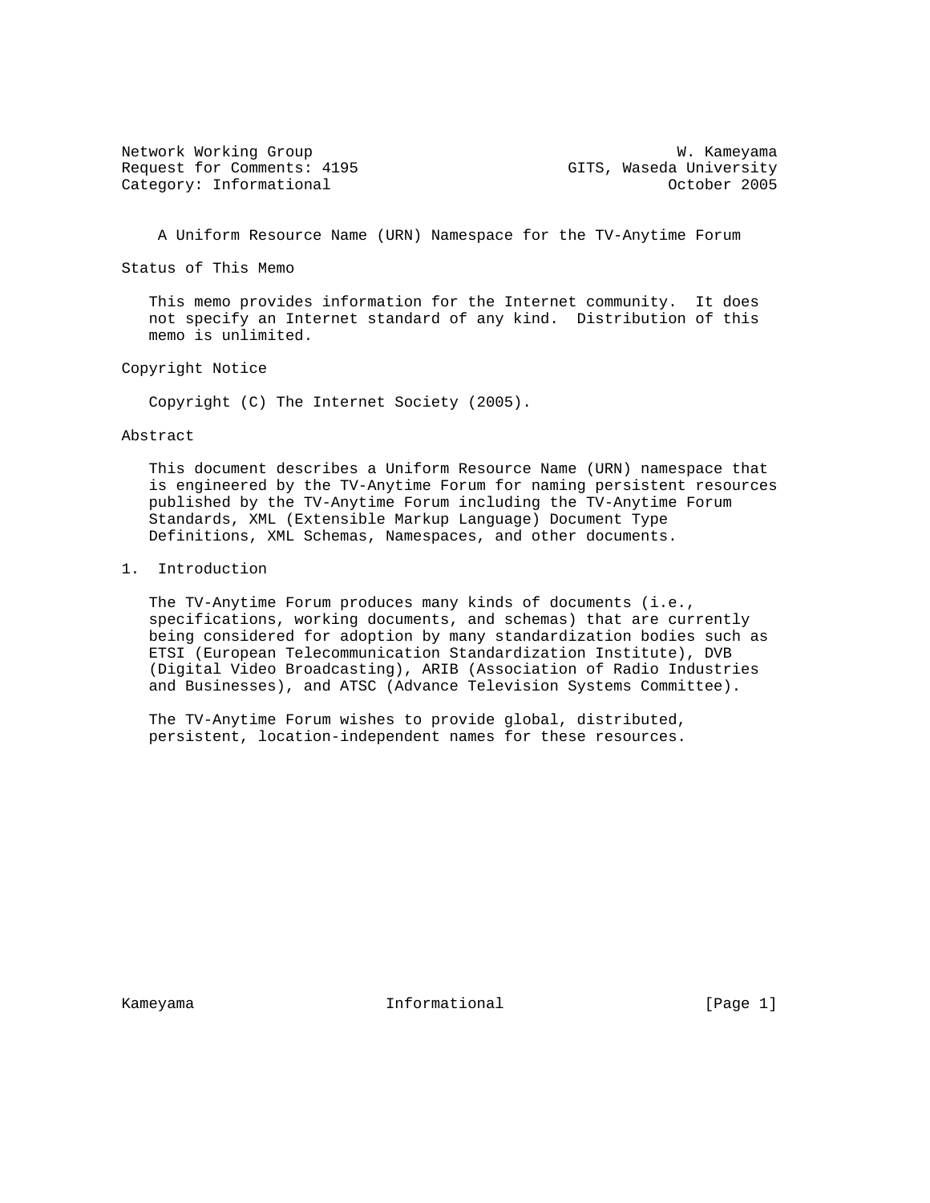Network Working Group W. Kameyama
Request for Comments: 4195 GITS, Waseda University
Category: Informational October 2005

# A Uniform Resource Name (URN) Namespace for the TV-Anytime Forum

## Status of This Memo

This memo provides information for the Internet community. It does not specify an Internet standard of any kind. Distribution of this memo is unlimited.

## Copyright Notice

Copyright (C) The Internet Society (2005).

## Abstract

This document describes a Uniform Resource Name (URN) namespace that is engineered by the TV-Anytime Forum for naming persistent resources published by the TV-Anytime Forum including the TV-Anytime Forum Standards, XML (Extensible Markup Language) Document Type Definitions, XML Schemas, Namespaces, and other documents.

## 1. Introduction

The TV-Anytime Forum produces many kinds of documents (i.e., specifications, working documents, and schemas) that are currently being considered for adoption by many standardization bodies such as ETSI (European Telecommunication Standardization Institute), DVB (Digital Video Broadcasting), ARIB (Association of Radio Industries and Businesses), and ATSC (Advance Television Systems Committee).

The TV-Anytime Forum wishes to provide global, distributed, persistent, location-independent names for these resources.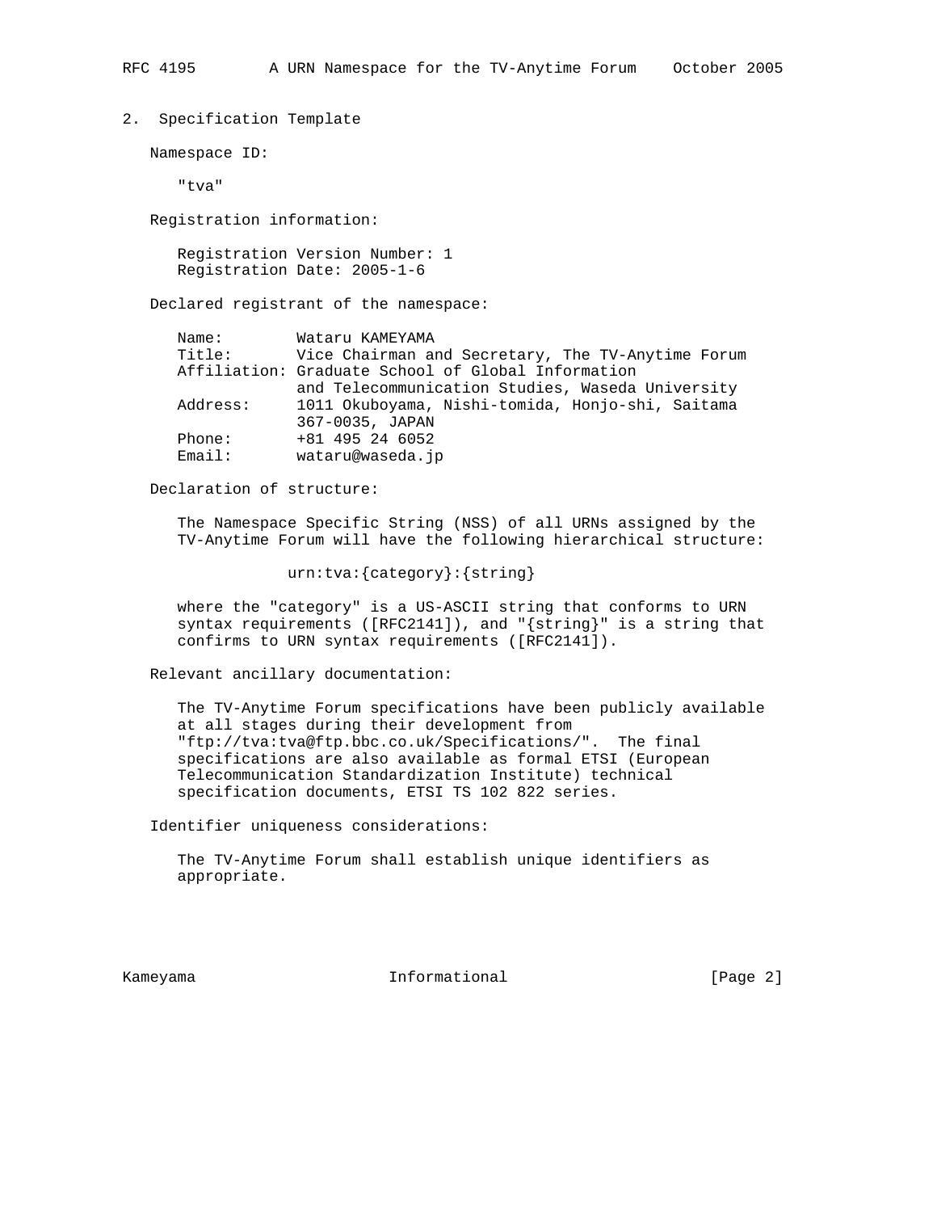## 2. Specification Template

Namespace ID:

"tva"

Registration information:

Registration Version Number: 1
Registration Date: 2005-1-6

Declared registrant of the namespace:

```
Name:        Wataru KAMEYAMA
Title:       Vice Chairman and Secretary, The TV-Anytime Forum
Affiliation: Graduate School of Global Information
             and Telecommunication Studies, Waseda University
Address:     1011 Okuboyama, Nishi-tomida, Honjo-shi, Saitama
             367-0035, JAPAN
Phone:       +81 495 24 6052
Email:       wataru@waseda.jp
```

Declaration of structure:

The Namespace Specific String (NSS) of all URNs assigned by the TV-Anytime Forum will have the following hierarchical structure:

```
urn:tva:{category}:{string}
```

where the "category" is a US-ASCII string that conforms to URN syntax requirements ([RFC2141]), and "{string}" is a string that confirms to URN syntax requirements ([RFC2141]).

Relevant ancillary documentation:

The TV-Anytime Forum specifications have been publicly available at all stages during their development from "ftp://tva:tva@ftp.bbc.co.uk/Specifications/". The final specifications are also available as formal ETSI (European Telecommunication Standardization Institute) technical specification documents, ETSI TS 102 822 series.

Identifier uniqueness considerations:

The TV-Anytime Forum shall establish unique identifiers as appropriate.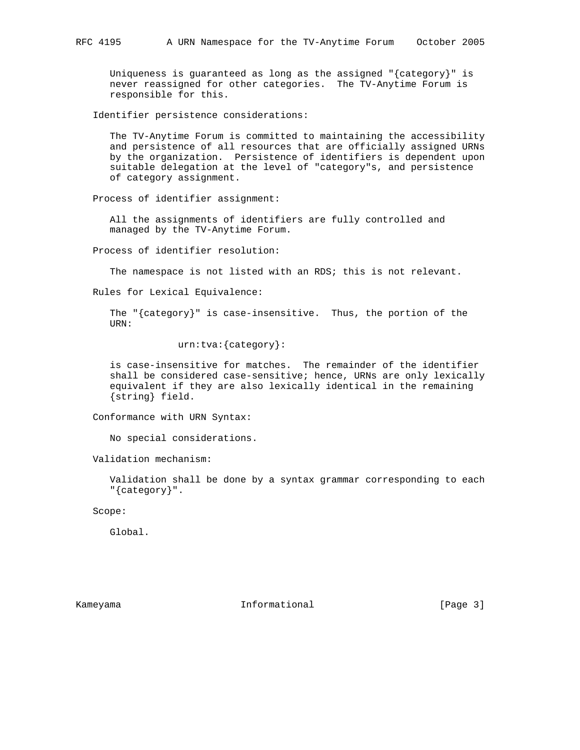Uniqueness is guaranteed as long as the assigned "{category}" is never reassigned for other categories. The TV-Anytime Forum is responsible for this.

Identifier persistence considerations:

The TV-Anytime Forum is committed to maintaining the accessibility and persistence of all resources that are officially assigned URNs by the organization. Persistence of identifiers is dependent upon suitable delegation at the level of "category"s, and persistence of category assignment.

Process of identifier assignment:

All the assignments of identifiers are fully controlled and managed by the TV-Anytime Forum.

Process of identifier resolution:

The namespace is not listed with an RDS; this is not relevant.

Rules for Lexical Equivalence:

The "{category}" is case-insensitive. Thus, the portion of the URN:

```
urn:tva:{category}:
```

is case-insensitive for matches. The remainder of the identifier shall be considered case-sensitive; hence, URNs are only lexically equivalent if they are also lexically identical in the remaining {string} field.

Conformance with URN Syntax:

No special considerations.

Validation mechanism:

Validation shall be done by a syntax grammar corresponding to each "{category}".

Scope:

Global.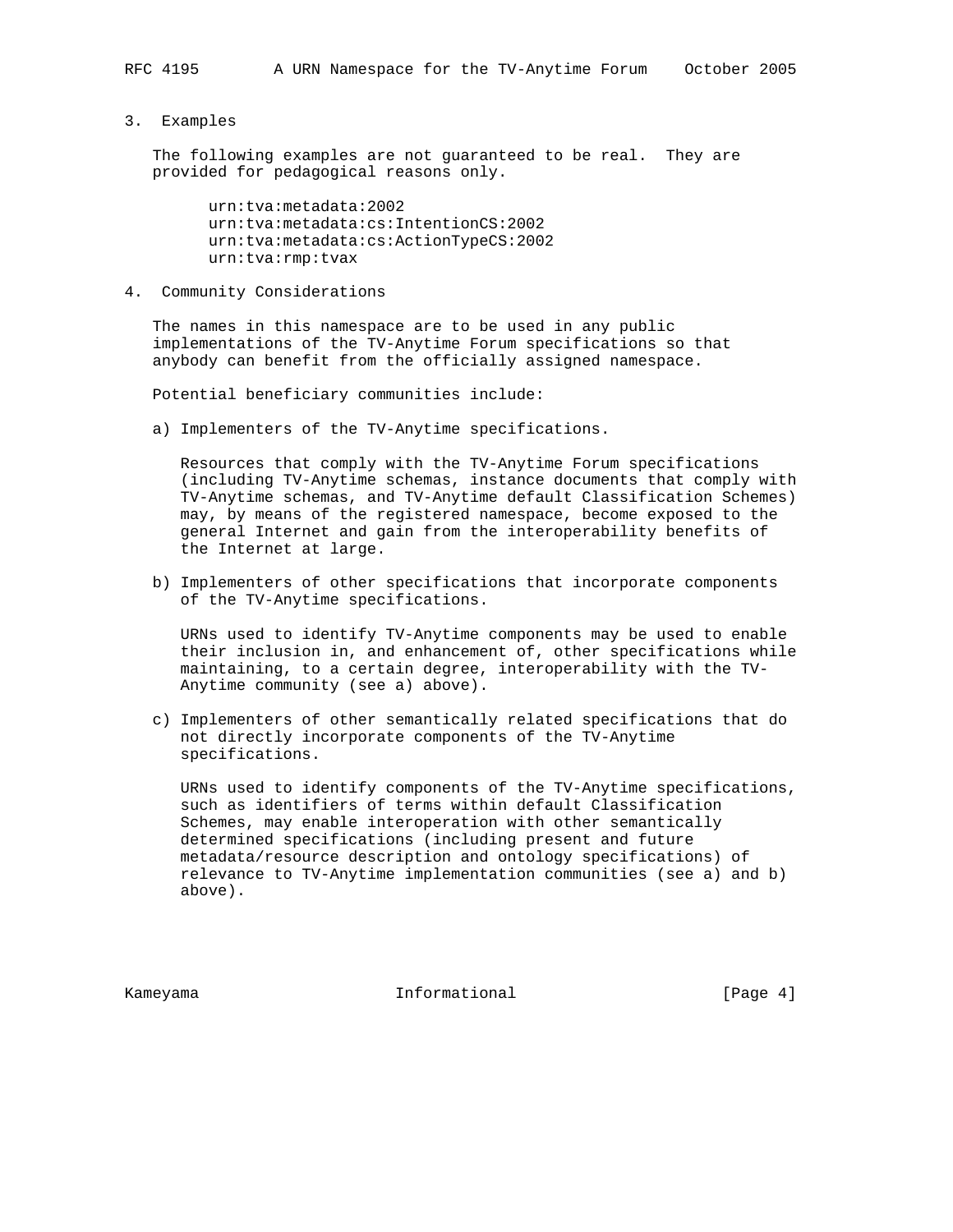## 3. Examples

The following examples are not guaranteed to be real. They are provided for pedagogical reasons only.

```
urn:tva:metadata:2002
urn:tva:metadata:cs:IntentionCS:2002
urn:tva:metadata:cs:ActionTypeCS:2002
urn:tva:rmp:tvax
```

## 4. Community Considerations

The names in this namespace are to be used in any public implementations of the TV-Anytime Forum specifications so that anybody can benefit from the officially assigned namespace.

Potential beneficiary communities include:

a) Implementers of the TV-Anytime specifications.

   Resources that comply with the TV-Anytime Forum specifications (including TV-Anytime schemas, instance documents that comply with TV-Anytime schemas, and TV-Anytime default Classification Schemes) may, by means of the registered namespace, become exposed to the general Internet and gain from the interoperability benefits of the Internet at large.

b) Implementers of other specifications that incorporate components of the TV-Anytime specifications.

   URNs used to identify TV-Anytime components may be used to enable their inclusion in, and enhancement of, other specifications while maintaining, to a certain degree, interoperability with the TV-Anytime community (see a) above).

c) Implementers of other semantically related specifications that do not directly incorporate components of the TV-Anytime specifications.

   URNs used to identify components of the TV-Anytime specifications, such as identifiers of terms within default Classification Schemes, may enable interoperation with other semantically determined specifications (including present and future metadata/resource description and ontology specifications) of relevance to TV-Anytime implementation communities (see a) and b) above).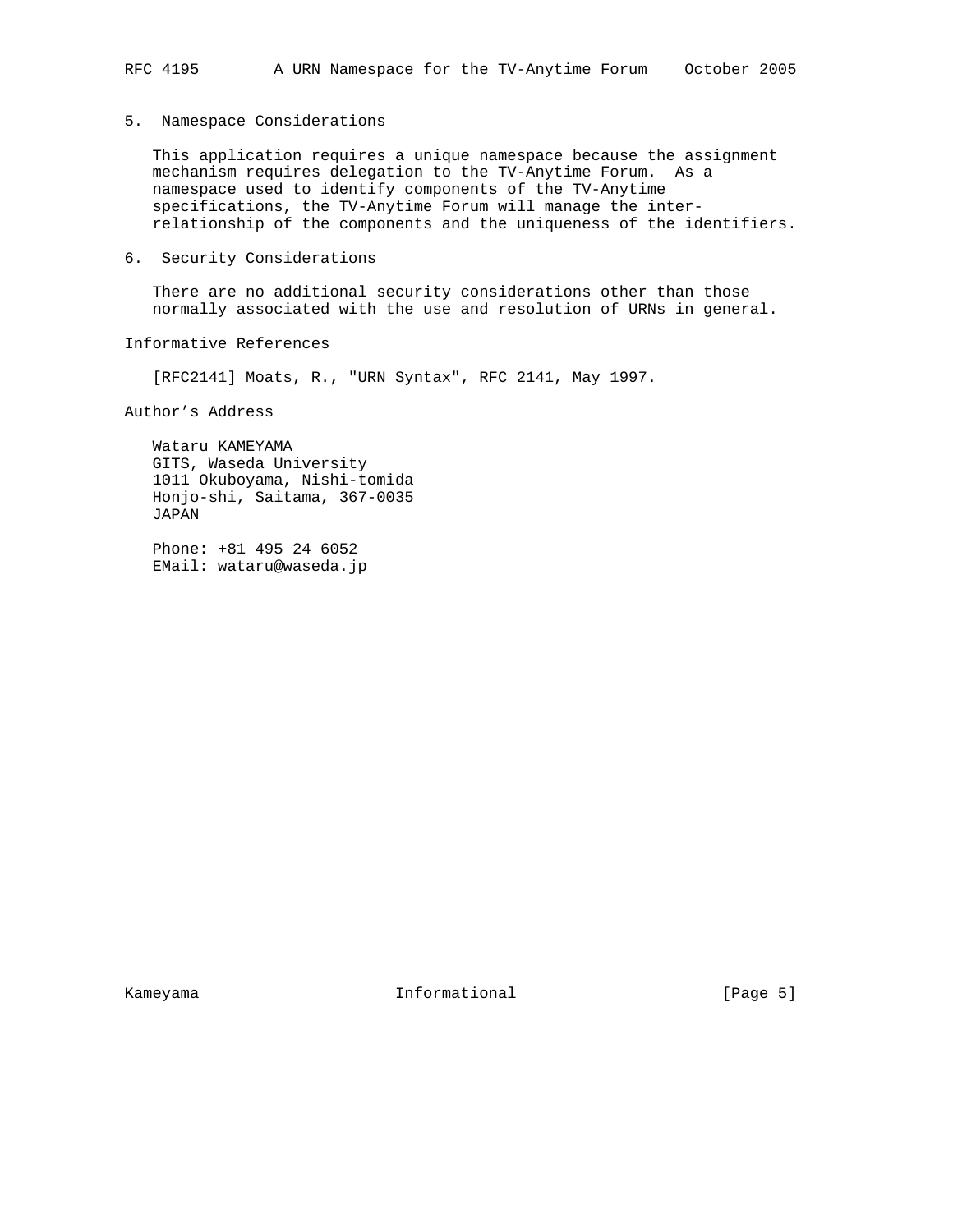## 5. Namespace Considerations

This application requires a unique namespace because the assignment mechanism requires delegation to the TV-Anytime Forum. As a namespace used to identify components of the TV-Anytime specifications, the TV-Anytime Forum will manage the inter-relationship of the components and the uniqueness of the identifiers.

## 6. Security Considerations

There are no additional security considerations other than those normally associated with the use and resolution of URNs in general.

## Informative References

[RFC2141] Moats, R., "URN Syntax", RFC 2141, May 1997.

## Author's Address

Wataru KAMEYAMA
GITS, Waseda University
1011 Okuboyama, Nishi-tomida
Honjo-shi, Saitama, 367-0035
JAPAN

Phone: +81 495 24 6052
EMail: wataru@waseda.jp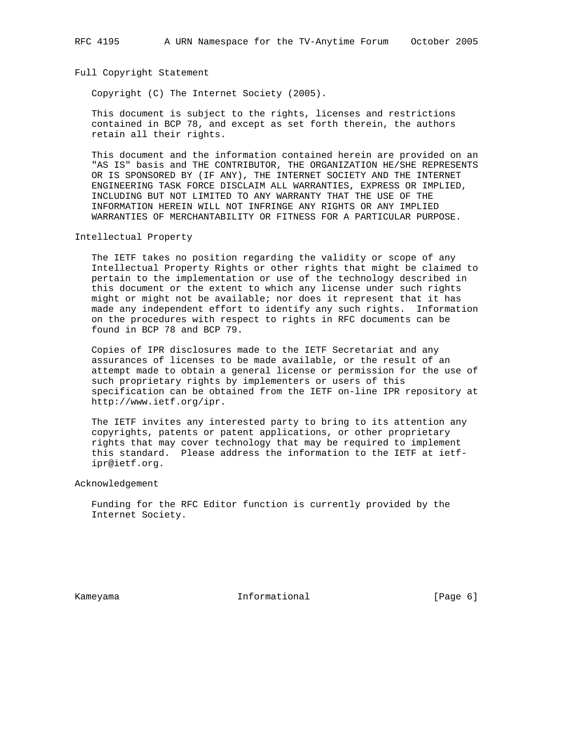## Full Copyright Statement

Copyright (C) The Internet Society (2005).

This document is subject to the rights, licenses and restrictions contained in BCP 78, and except as set forth therein, the authors retain all their rights.

This document and the information contained herein are provided on an "AS IS" basis and THE CONTRIBUTOR, THE ORGANIZATION HE/SHE REPRESENTS OR IS SPONSORED BY (IF ANY), THE INTERNET SOCIETY AND THE INTERNET ENGINEERING TASK FORCE DISCLAIM ALL WARRANTIES, EXPRESS OR IMPLIED, INCLUDING BUT NOT LIMITED TO ANY WARRANTY THAT THE USE OF THE INFORMATION HEREIN WILL NOT INFRINGE ANY RIGHTS OR ANY IMPLIED WARRANTIES OF MERCHANTABILITY OR FITNESS FOR A PARTICULAR PURPOSE.

## Intellectual Property

The IETF takes no position regarding the validity or scope of any Intellectual Property Rights or other rights that might be claimed to pertain to the implementation or use of the technology described in this document or the extent to which any license under such rights might or might not be available; nor does it represent that it has made any independent effort to identify any such rights. Information on the procedures with respect to rights in RFC documents can be found in BCP 78 and BCP 79.

Copies of IPR disclosures made to the IETF Secretariat and any assurances of licenses to be made available, or the result of an attempt made to obtain a general license or permission for the use of such proprietary rights by implementers or users of this specification can be obtained from the IETF on-line IPR repository at http://www.ietf.org/ipr.

The IETF invites any interested party to bring to its attention any copyrights, patents or patent applications, or other proprietary rights that may cover technology that may be required to implement this standard. Please address the information to the IETF at ietf-ipr@ietf.org.

## Acknowledgement

Funding for the RFC Editor function is currently provided by the Internet Society.